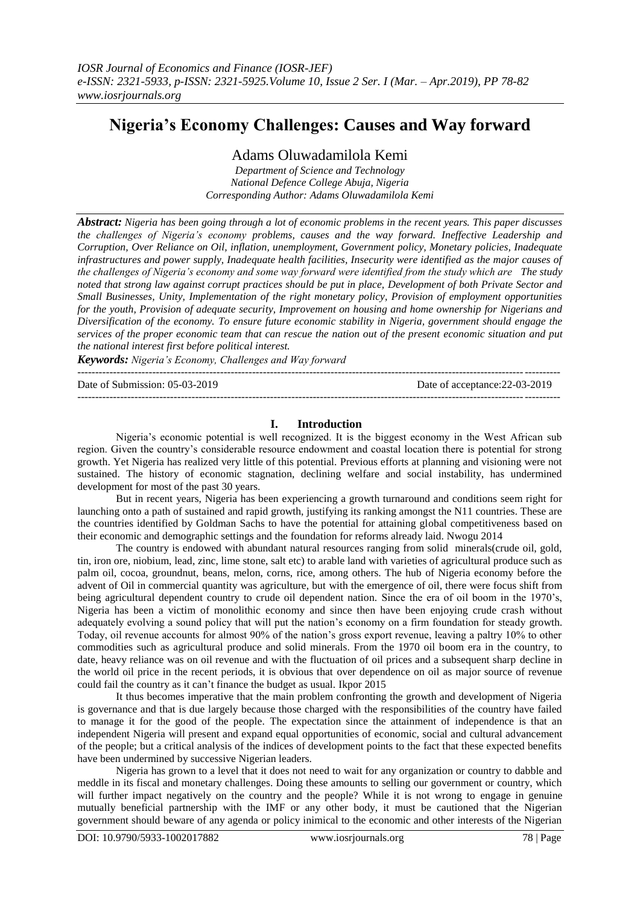# Nigeria's Economy Challenges: Causes and Way forward

Adams Oluwadamilola Kemi

*Department of Science and Technology*
*National Defence College Abuja, Nigeria*
*Corresponding Author: Adams Oluwadamilola Kemi*

***Abstract:*** *Nigeria has been going through a lot of economic problems in the recent years. This paper discusses the challenges of Nigeria's economy problems, causes and the way forward. Ineffective Leadership and Corruption, Over Reliance on Oil, inflation, unemployment, Government policy, Monetary policies, Inadequate infrastructures and power supply, Inadequate health facilities, Insecurity were identified as the major causes of the challenges of Nigeria's economy and some way forward were identified from the study which are The study noted that strong law against corrupt practices should be put in place, Development of both Private Sector and Small Businesses, Unity, Implementation of the right monetary policy, Provision of employment opportunities for the youth, Provision of adequate security, Improvement on housing and home ownership for Nigerians and Diversification of the economy. To ensure future economic stability in Nigeria, government should engage the services of the proper economic team that can rescue the nation out of the present economic situation and put the national interest first before political interest.*

***Keywords:*** *Nigeria's Economy, Challenges and Way forward*

---

Date of Submission: 05-03-2019 Date of acceptance:22-03-2019

---

## I. Introduction

Nigeria's economic potential is well recognized. It is the biggest economy in the West African sub region. Given the country's considerable resource endowment and coastal location there is potential for strong growth. Yet Nigeria has realized very little of this potential. Previous efforts at planning and visioning were not sustained. The history of economic stagnation, declining welfare and social instability, has undermined development for most of the past 30 years.

But in recent years, Nigeria has been experiencing a growth turnaround and conditions seem right for launching onto a path of sustained and rapid growth, justifying its ranking amongst the N11 countries. These are the countries identified by Goldman Sachs to have the potential for attaining global competitiveness based on their economic and demographic settings and the foundation for reforms already laid. Nwogu 2014

The country is endowed with abundant natural resources ranging from solid minerals(crude oil, gold, tin, iron ore, niobium, lead, zinc, lime stone, salt etc) to arable land with varieties of agricultural produce such as palm oil, cocoa, groundnut, beans, melon, corns, rice, among others. The hub of Nigeria economy before the advent of Oil in commercial quantity was agriculture, but with the emergence of oil, there were focus shift from being agricultural dependent country to crude oil dependent nation. Since the era of oil boom in the 1970's, Nigeria has been a victim of monolithic economy and since then have been enjoying crude crash without adequately evolving a sound policy that will put the nation's economy on a firm foundation for steady growth. Today, oil revenue accounts for almost 90% of the nation's gross export revenue, leaving a paltry 10% to other commodities such as agricultural produce and solid minerals. From the 1970 oil boom era in the country, to date, heavy reliance was on oil revenue and with the fluctuation of oil prices and a subsequent sharp decline in the world oil price in the recent periods, it is obvious that over dependence on oil as major source of revenue could fail the country as it can't finance the budget as usual. Ikpor 2015

It thus becomes imperative that the main problem confronting the growth and development of Nigeria is governance and that is due largely because those charged with the responsibilities of the country have failed to manage it for the good of the people. The expectation since the attainment of independence is that an independent Nigeria will present and expand equal opportunities of economic, social and cultural advancement of the people; but a critical analysis of the indices of development points to the fact that these expected benefits have been undermined by successive Nigerian leaders.

Nigeria has grown to a level that it does not need to wait for any organization or country to dabble and meddle in its fiscal and monetary challenges. Doing these amounts to selling our government or country, which will further impact negatively on the country and the people? While it is not wrong to engage in genuine mutually beneficial partnership with the IMF or any other body, it must be cautioned that the Nigerian government should beware of any agenda or policy inimical to the economic and other interests of the Nigerian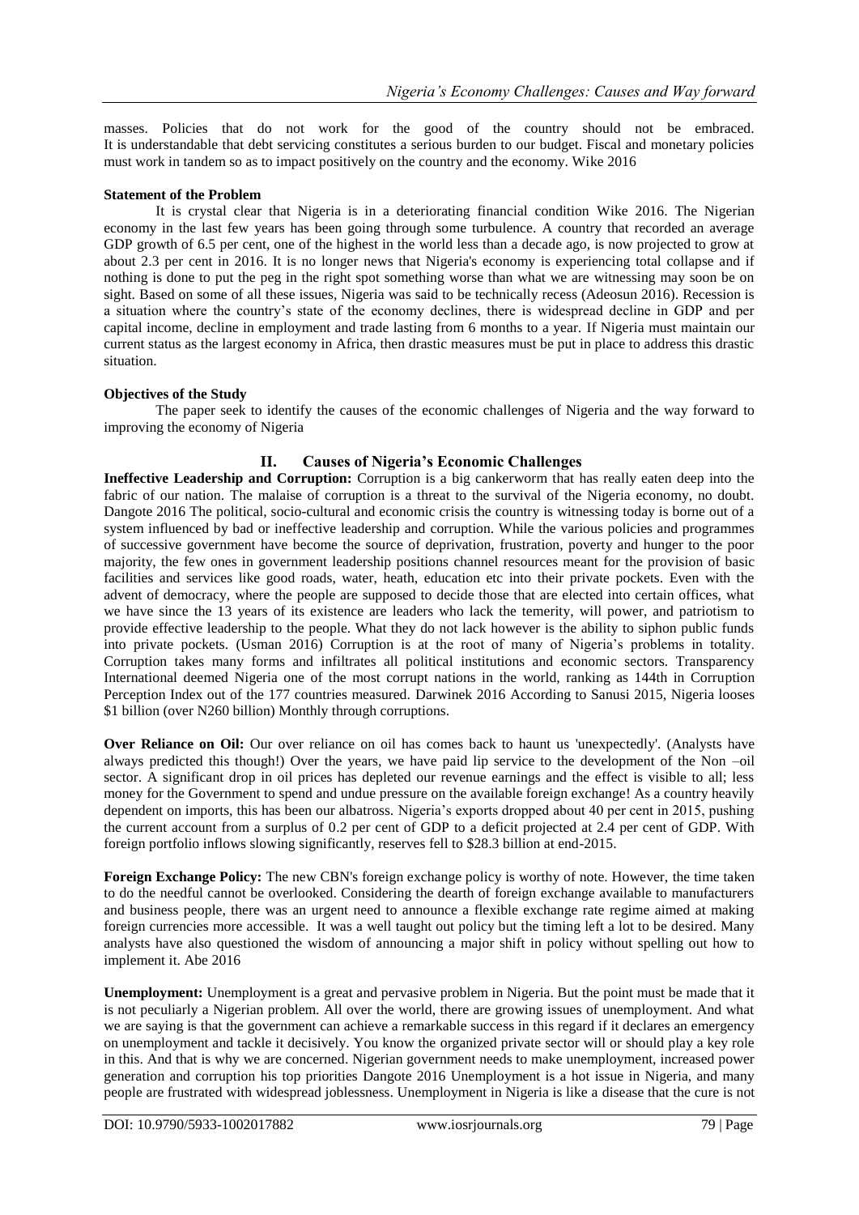masses. Policies that do not work for the good of the country should not be embraced. It is understandable that debt servicing constitutes a serious burden to our budget. Fiscal and monetary policies must work in tandem so as to impact positively on the country and the economy. Wike 2016

**Statement of the Problem**

It is crystal clear that Nigeria is in a deteriorating financial condition Wike 2016. The Nigerian economy in the last few years has been going through some turbulence. A country that recorded an average GDP growth of 6.5 per cent, one of the highest in the world less than a decade ago, is now projected to grow at about 2.3 per cent in 2016. It is no longer news that Nigeria's economy is experiencing total collapse and if nothing is done to put the peg in the right spot something worse than what we are witnessing may soon be on sight. Based on some of all these issues, Nigeria was said to be technically recess (Adeosun 2016). Recession is a situation where the country's state of the economy declines, there is widespread decline in GDP and per capital income, decline in employment and trade lasting from 6 months to a year. If Nigeria must maintain our current status as the largest economy in Africa, then drastic measures must be put in place to address this drastic situation.

**Objectives of the Study**

The paper seek to identify the causes of the economic challenges of Nigeria and the way forward to improving the economy of Nigeria

## II. Causes of Nigeria's Economic Challenges

**Ineffective Leadership and Corruption:** Corruption is a big cankerworm that has really eaten deep into the fabric of our nation. The malaise of corruption is a threat to the survival of the Nigeria economy, no doubt. Dangote 2016 The political, socio-cultural and economic crisis the country is witnessing today is borne out of a system influenced by bad or ineffective leadership and corruption. While the various policies and programmes of successive government have become the source of deprivation, frustration, poverty and hunger to the poor majority, the few ones in government leadership positions channel resources meant for the provision of basic facilities and services like good roads, water, heath, education etc into their private pockets. Even with the advent of democracy, where the people are supposed to decide those that are elected into certain offices, what we have since the 13 years of its existence are leaders who lack the temerity, will power, and patriotism to provide effective leadership to the people. What they do not lack however is the ability to siphon public funds into private pockets. (Usman 2016) Corruption is at the root of many of Nigeria's problems in totality. Corruption takes many forms and infiltrates all political institutions and economic sectors. Transparency International deemed Nigeria one of the most corrupt nations in the world, ranking as 144th in Corruption Perception Index out of the 177 countries measured. Darwinek 2016 According to Sanusi 2015, Nigeria looses $1 billion (over N260 billion) Monthly through corruptions.

**Over Reliance on Oil:** Our over reliance on oil has comes back to haunt us 'unexpectedly'. (Analysts have always predicted this though!) Over the years, we have paid lip service to the development of the Non –oil sector. A significant drop in oil prices has depleted our revenue earnings and the effect is visible to all; less money for the Government to spend and undue pressure on the available foreign exchange! As a country heavily dependent on imports, this has been our albatross. Nigeria's exports dropped about 40 per cent in 2015, pushing the current account from a surplus of 0.2 per cent of GDP to a deficit projected at 2.4 per cent of GDP. With foreign portfolio inflows slowing significantly, reserves fell to $28.3 billion at end-2015.

**Foreign Exchange Policy:** The new CBN's foreign exchange policy is worthy of note. However, the time taken to do the needful cannot be overlooked. Considering the dearth of foreign exchange available to manufacturers and business people, there was an urgent need to announce a flexible exchange rate regime aimed at making foreign currencies more accessible. It was a well taught out policy but the timing left a lot to be desired. Many analysts have also questioned the wisdom of announcing a major shift in policy without spelling out how to implement it. Abe 2016

**Unemployment:** Unemployment is a great and pervasive problem in Nigeria. But the point must be made that it is not peculiarly a Nigerian problem. All over the world, there are growing issues of unemployment. And what we are saying is that the government can achieve a remarkable success in this regard if it declares an emergency on unemployment and tackle it decisively. You know the organized private sector will or should play a key role in this. And that is why we are concerned. Nigerian government needs to make unemployment, increased power generation and corruption his top priorities Dangote 2016 Unemployment is a hot issue in Nigeria, and many people are frustrated with widespread joblessness. Unemployment in Nigeria is like a disease that the cure is not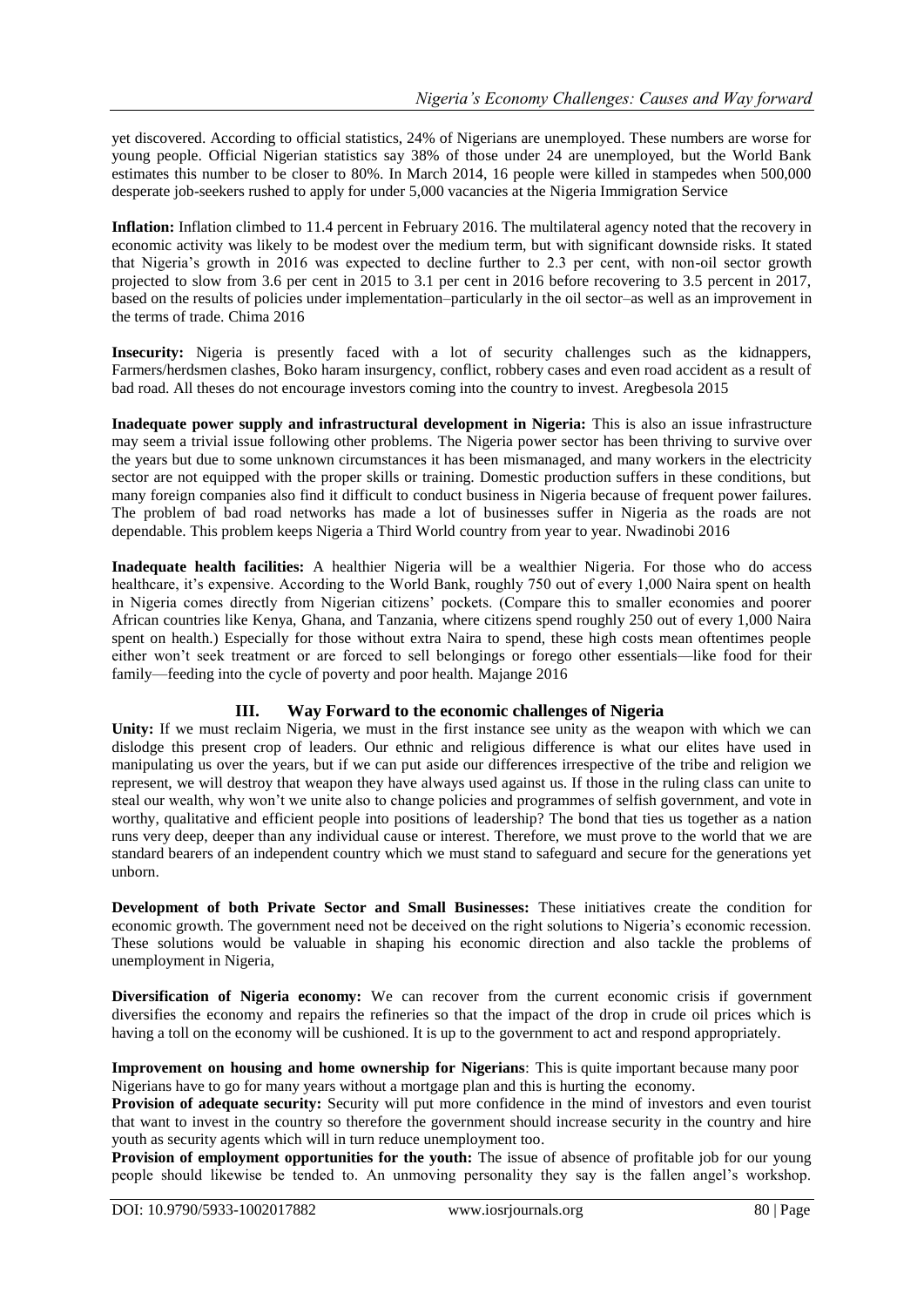yet discovered. According to official statistics, 24% of Nigerians are unemployed. These numbers are worse for young people. Official Nigerian statistics say 38% of those under 24 are unemployed, but the World Bank estimates this number to be closer to 80%. In March 2014, 16 people were killed in stampedes when 500,000 desperate job-seekers rushed to apply for under 5,000 vacancies at the Nigeria Immigration Service

**Inflation:** Inflation climbed to 11.4 percent in February 2016. The multilateral agency noted that the recovery in economic activity was likely to be modest over the medium term, but with significant downside risks. It stated that Nigeria's growth in 2016 was expected to decline further to 2.3 per cent, with non-oil sector growth projected to slow from 3.6 per cent in 2015 to 3.1 per cent in 2016 before recovering to 3.5 percent in 2017, based on the results of policies under implementation–particularly in the oil sector–as well as an improvement in the terms of trade. Chima 2016

**Insecurity:** Nigeria is presently faced with a lot of security challenges such as the kidnappers, Farmers/herdsmen clashes, Boko haram insurgency, conflict, robbery cases and even road accident as a result of bad road. All theses do not encourage investors coming into the country to invest. Aregbesola 2015

**Inadequate power supply and infrastructural development in Nigeria:** This is also an issue infrastructure may seem a trivial issue following other problems. The Nigeria power sector has been thriving to survive over the years but due to some unknown circumstances it has been mismanaged, and many workers in the electricity sector are not equipped with the proper skills or training. Domestic production suffers in these conditions, but many foreign companies also find it difficult to conduct business in Nigeria because of frequent power failures. The problem of bad road networks has made a lot of businesses suffer in Nigeria as the roads are not dependable. This problem keeps Nigeria a Third World country from year to year. Nwadinobi 2016

**Inadequate health facilities:** A healthier Nigeria will be a wealthier Nigeria. For those who do access healthcare, it's expensive. According to the World Bank, roughly 750 out of every 1,000 Naira spent on health in Nigeria comes directly from Nigerian citizens' pockets. (Compare this to smaller economies and poorer African countries like Kenya, Ghana, and Tanzania, where citizens spend roughly 250 out of every 1,000 Naira spent on health.) Especially for those without extra Naira to spend, these high costs mean oftentimes people either won't seek treatment or are forced to sell belongings or forego other essentials—like food for their family—feeding into the cycle of poverty and poor health. Majange 2016

## III. Way Forward to the economic challenges of Nigeria

**Unity:** If we must reclaim Nigeria, we must in the first instance see unity as the weapon with which we can dislodge this present crop of leaders. Our ethnic and religious difference is what our elites have used in manipulating us over the years, but if we can put aside our differences irrespective of the tribe and religion we represent, we will destroy that weapon they have always used against us. If those in the ruling class can unite to steal our wealth, why won't we unite also to change policies and programmes of selfish government, and vote in worthy, qualitative and efficient people into positions of leadership? The bond that ties us together as a nation runs very deep, deeper than any individual cause or interest. Therefore, we must prove to the world that we are standard bearers of an independent country which we must stand to safeguard and secure for the generations yet unborn.

**Development of both Private Sector and Small Businesses:** These initiatives create the condition for economic growth. The government need not be deceived on the right solutions to Nigeria's economic recession. These solutions would be valuable in shaping his economic direction and also tackle the problems of unemployment in Nigeria,

**Diversification of Nigeria economy:** We can recover from the current economic crisis if government diversifies the economy and repairs the refineries so that the impact of the drop in crude oil prices which is having a toll on the economy will be cushioned. It is up to the government to act and respond appropriately.

**Improvement on housing and home ownership for Nigerians**: This is quite important because many poor Nigerians have to go for many years without a mortgage plan and this is hurting the economy.

**Provision of adequate security:** Security will put more confidence in the mind of investors and even tourist that want to invest in the country so therefore the government should increase security in the country and hire youth as security agents which will in turn reduce unemployment too.

**Provision of employment opportunities for the youth:** The issue of absence of profitable job for our young people should likewise be tended to. An unmoving personality they say is the fallen angel's workshop.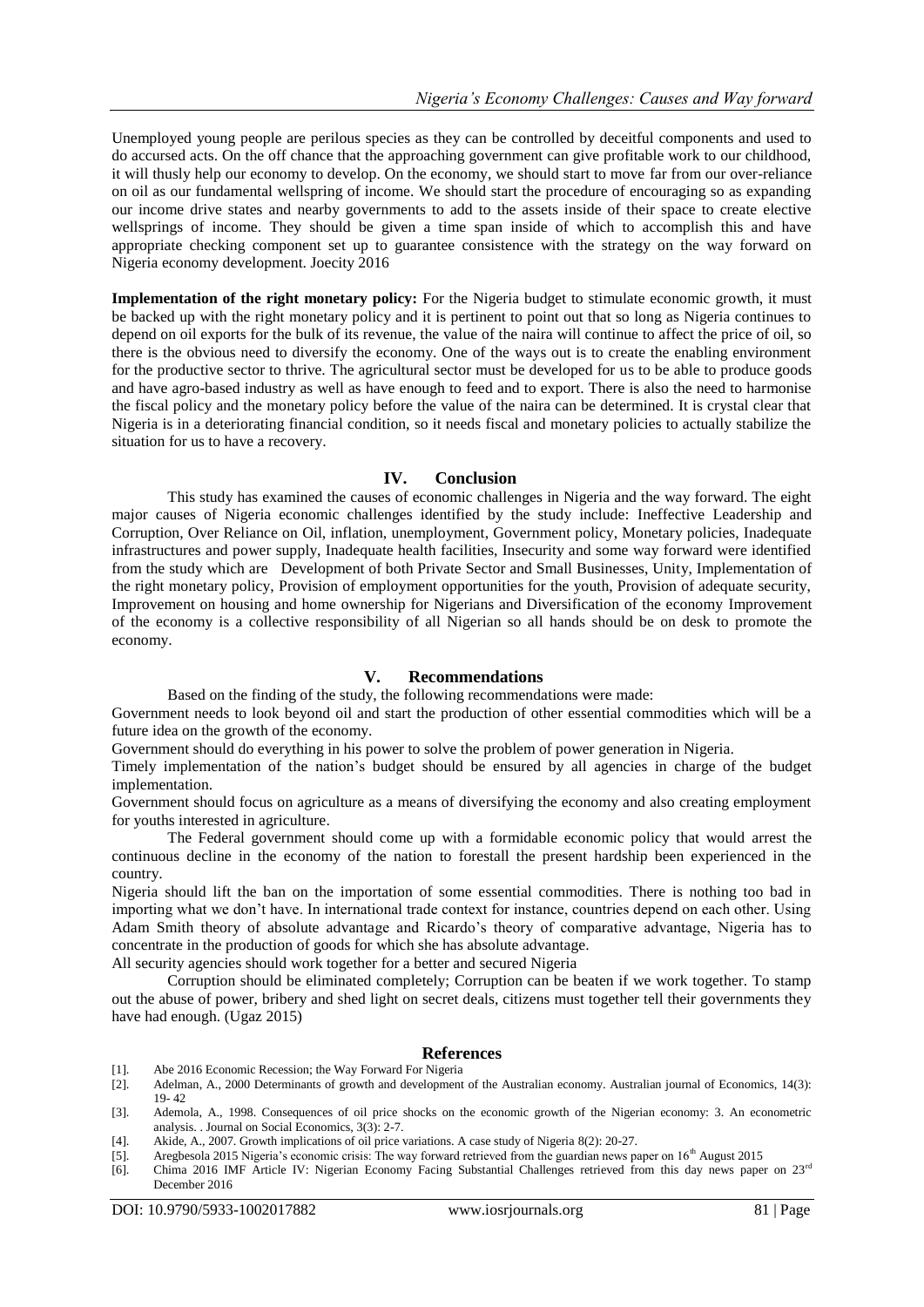Unemployed young people are perilous species as they can be controlled by deceitful components and used to do accursed acts. On the off chance that the approaching government can give profitable work to our childhood, it will thusly help our economy to develop. On the economy, we should start to move far from our over-reliance on oil as our fundamental wellspring of income. We should start the procedure of encouraging so as expanding our income drive states and nearby governments to add to the assets inside of their space to create elective wellsprings of income. They should be given a time span inside of which to accomplish this and have appropriate checking component set up to guarantee consistence with the strategy on the way forward on Nigeria economy development. Joecity 2016

**Implementation of the right monetary policy:** For the Nigeria budget to stimulate economic growth, it must be backed up with the right monetary policy and it is pertinent to point out that so long as Nigeria continues to depend on oil exports for the bulk of its revenue, the value of the naira will continue to affect the price of oil, so there is the obvious need to diversify the economy. One of the ways out is to create the enabling environment for the productive sector to thrive. The agricultural sector must be developed for us to be able to produce goods and have agro-based industry as well as have enough to feed and to export. There is also the need to harmonise the fiscal policy and the monetary policy before the value of the naira can be determined. It is crystal clear that Nigeria is in a deteriorating financial condition, so it needs fiscal and monetary policies to actually stabilize the situation for us to have a recovery.

## IV. Conclusion

This study has examined the causes of economic challenges in Nigeria and the way forward. The eight major causes of Nigeria economic challenges identified by the study include: Ineffective Leadership and Corruption, Over Reliance on Oil, inflation, unemployment, Government policy, Monetary policies, Inadequate infrastructures and power supply, Inadequate health facilities, Insecurity and some way forward were identified from the study which are Development of both Private Sector and Small Businesses, Unity, Implementation of the right monetary policy, Provision of employment opportunities for the youth, Provision of adequate security, Improvement on housing and home ownership for Nigerians and Diversification of the economy Improvement of the economy is a collective responsibility of all Nigerian so all hands should be on desk to promote the economy.

## V. Recommendations

Based on the finding of the study, the following recommendations were made:

Government needs to look beyond oil and start the production of other essential commodities which will be a future idea on the growth of the economy.

Government should do everything in his power to solve the problem of power generation in Nigeria.

Timely implementation of the nation's budget should be ensured by all agencies in charge of the budget implementation.

Government should focus on agriculture as a means of diversifying the economy and also creating employment for youths interested in agriculture.

The Federal government should come up with a formidable economic policy that would arrest the continuous decline in the economy of the nation to forestall the present hardship been experienced in the country.

Nigeria should lift the ban on the importation of some essential commodities. There is nothing too bad in importing what we don't have. In international trade context for instance, countries depend on each other. Using Adam Smith theory of absolute advantage and Ricardo's theory of comparative advantage, Nigeria has to concentrate in the production of goods for which she has absolute advantage.

All security agencies should work together for a better and secured Nigeria

Corruption should be eliminated completely; Corruption can be beaten if we work together. To stamp out the abuse of power, bribery and shed light on secret deals, citizens must together tell their governments they have had enough. (Ugaz 2015)

## References

[1]. Abe 2016 Economic Recession; the Way Forward For Nigeria

[2]. Adelman, A., 2000 Determinants of growth and development of the Australian economy. Australian journal of Economics, 14(3): 19- 42

[3]. Ademola, A., 1998. Consequences of oil price shocks on the economic growth of the Nigerian economy: 3. An econometric analysis. . Journal on Social Economics, 3(3): 2-7.

[4]. Akide, A., 2007. Growth implications of oil price variations. A case study of Nigeria 8(2): 20-27.

[5]. Aregbesola 2015 Nigeria's economic crisis: The way forward retrieved from the guardian news paper on 16th August 2015

[6]. Chima 2016 IMF Article IV: Nigerian Economy Facing Substantial Challenges retrieved from this day news paper on 23rd December 2016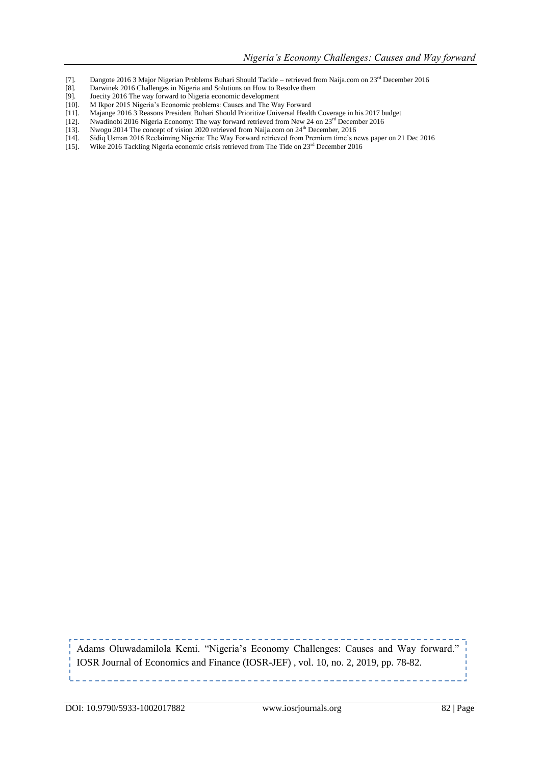[7]. Dangote 2016 3 Major Nigerian Problems Buhari Should Tackle – retrieved from Naija.com on 23rd December 2016
[8]. Darwinek 2016 Challenges in Nigeria and Solutions on How to Resolve them
[9]. Joecity 2016 The way forward to Nigeria economic development
[10]. M Ikpor 2015 Nigeria's Economic problems: Causes and The Way Forward
[11]. Majange 2016 3 Reasons President Buhari Should Prioritize Universal Health Coverage in his 2017 budget
[12]. Nwadinobi 2016 Nigeria Economy: The way forward retrieved from New 24 on 23rd December 2016
[13]. Nwogu 2014 The concept of vision 2020 retrieved from Naija.com on 24th December, 2016
[14]. Sidiq Usman 2016 Reclaiming Nigeria: The Way Forward retrieved from Premium time's news paper on 21 Dec 2016
[15]. Wike 2016 Tackling Nigeria economic crisis retrieved from The Tide on 23rd December 2016

Adams Oluwadamilola Kemi. "Nigeria's Economy Challenges: Causes and Way forward." IOSR Journal of Economics and Finance (IOSR-JEF) , vol. 10, no. 2, 2019, pp. 78-82.